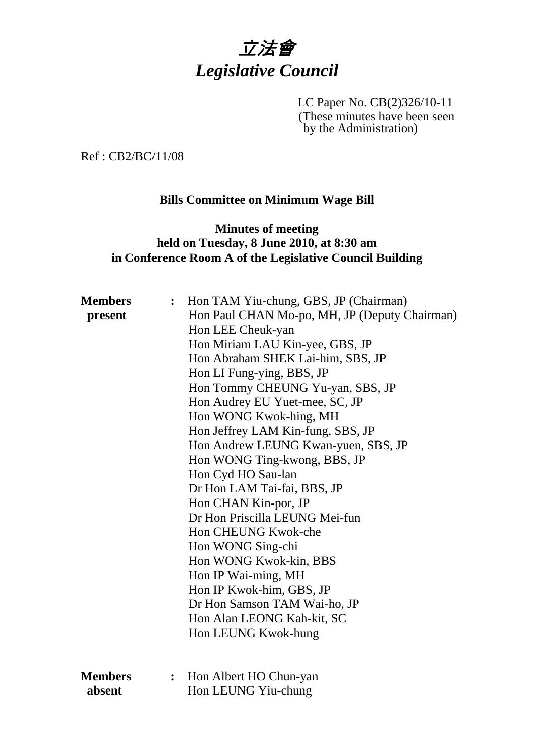# *立法會*
# *Legislative Council*

LC Paper No. CB(2)326/10-11
(These minutes have been seen by the Administration)

Ref : CB2/BC/11/08

**Bills Committee on Minimum Wage Bill**

**Minutes of meeting**
**held on Tuesday, 8 June 2010, at 8:30 am**
**in Conference Room A of the Legislative Council Building**

**Members present** : Hon TAM Yiu-chung, GBS, JP (Chairman)
Hon Paul CHAN Mo-po, MH, JP (Deputy Chairman)
Hon LEE Cheuk-yan
Hon Miriam LAU Kin-yee, GBS, JP
Hon Abraham SHEK Lai-him, SBS, JP
Hon LI Fung-ying, BBS, JP
Hon Tommy CHEUNG Yu-yan, SBS, JP
Hon Audrey EU Yuet-mee, SC, JP
Hon WONG Kwok-hing, MH
Hon Jeffrey LAM Kin-fung, SBS, JP
Hon Andrew LEUNG Kwan-yuen, SBS, JP
Hon WONG Ting-kwong, BBS, JP
Hon Cyd HO Sau-lan
Dr Hon LAM Tai-fai, BBS, JP
Hon CHAN Kin-por, JP
Dr Hon Priscilla LEUNG Mei-fun
Hon CHEUNG Kwok-che
Hon WONG Sing-chi
Hon WONG Kwok-kin, BBS
Hon IP Wai-ming, MH
Hon IP Kwok-him, GBS, JP
Dr Hon Samson TAM Wai-ho, JP
Hon Alan LEONG Kah-kit, SC
Hon LEUNG Kwok-hung

**Members absent** : Hon Albert HO Chun-yan
Hon LEUNG Yiu-chung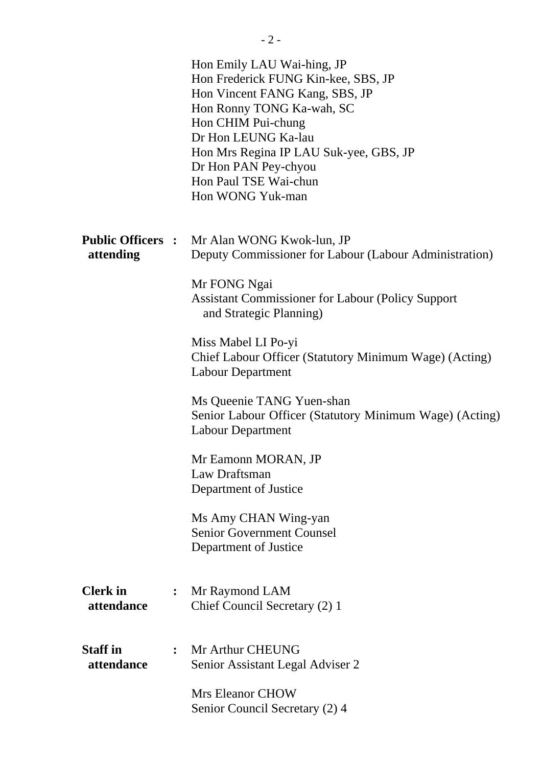Hon Emily LAU Wai-hing, JP
Hon Frederick FUNG Kin-kee, SBS, JP
Hon Vincent FANG Kang, SBS, JP
Hon Ronny TONG Ka-wah, SC
Hon CHIM Pui-chung
Dr Hon LEUNG Ka-lau
Hon Mrs Regina IP LAU Suk-yee, GBS, JP
Dr Hon PAN Pey-chyou
Hon Paul TSE Wai-chun
Hon WONG Yuk-man

**Public Officers attending :**

Mr Alan WONG Kwok-lun, JP
Deputy Commissioner for Labour (Labour Administration)

Mr FONG Ngai
Assistant Commissioner for Labour (Policy Support and Strategic Planning)

Miss Mabel LI Po-yi
Chief Labour Officer (Statutory Minimum Wage) (Acting)
Labour Department

Ms Queenie TANG Yuen-shan
Senior Labour Officer (Statutory Minimum Wage) (Acting)
Labour Department

Mr Eamonn MORAN, JP
Law Draftsman
Department of Justice

Ms Amy CHAN Wing-yan
Senior Government Counsel
Department of Justice

**Clerk in attendance :**

Mr Raymond LAM
Chief Council Secretary (2) 1

**Staff in attendance :**

Mr Arthur CHEUNG
Senior Assistant Legal Adviser 2

Mrs Eleanor CHOW
Senior Council Secretary (2) 4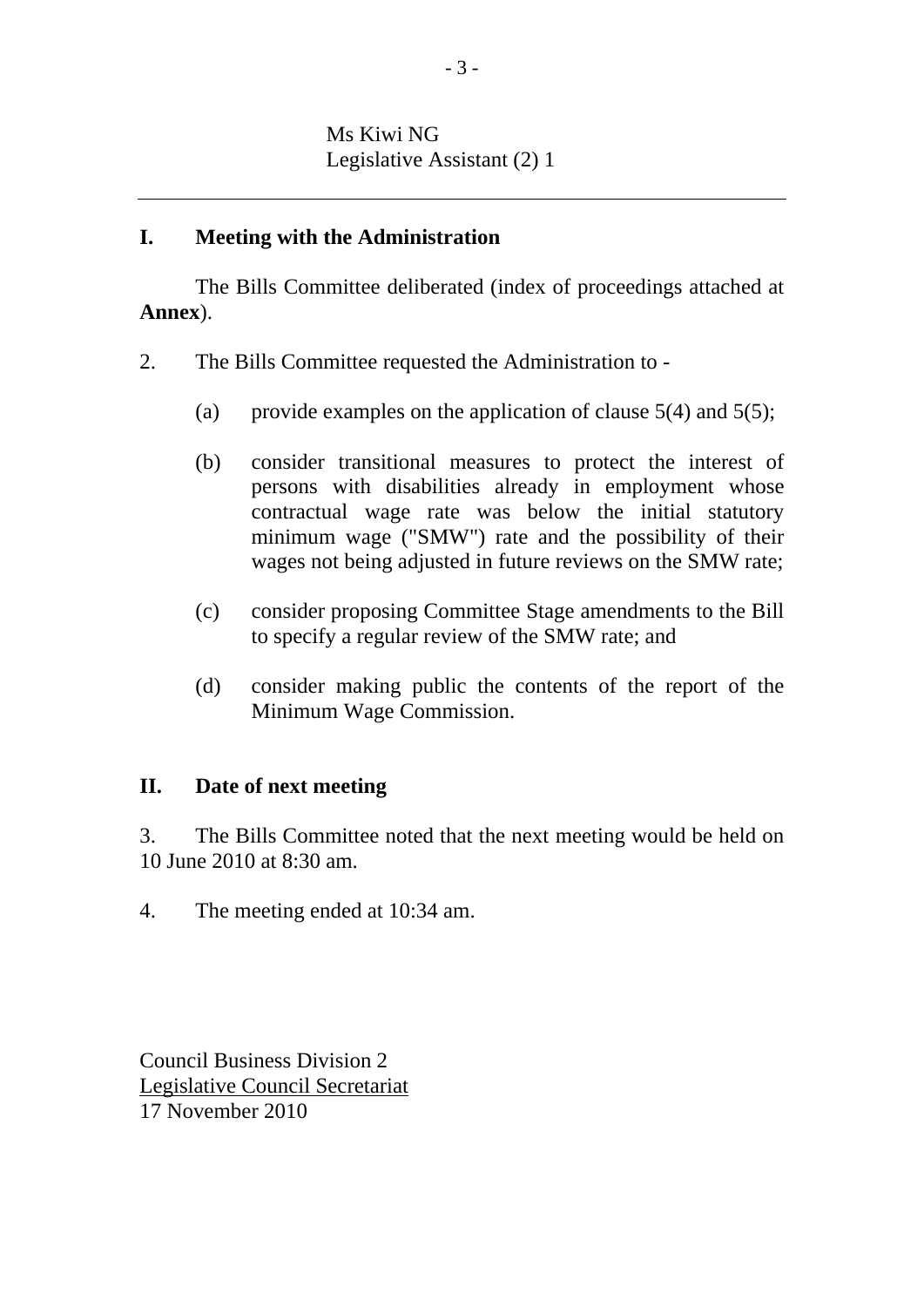Ms Kiwi NG
Legislative Assistant (2) 1

---

## I. Meeting with the Administration

The Bills Committee deliberated (index of proceedings attached at **Annex**).

2. The Bills Committee requested the Administration to -

   (a) provide examples on the application of clause 5(4) and 5(5);

   (b) consider transitional measures to protect the interest of persons with disabilities already in employment whose contractual wage rate was below the initial statutory minimum wage ("SMW") rate and the possibility of their wages not being adjusted in future reviews on the SMW rate;

   (c) consider proposing Committee Stage amendments to the Bill to specify a regular review of the SMW rate; and

   (d) consider making public the contents of the report of the Minimum Wage Commission.

## II. Date of next meeting

3. The Bills Committee noted that the next meeting would be held on 10 June 2010 at 8:30 am.

4. The meeting ended at 10:34 am.

Council Business Division 2
Legislative Council Secretariat
17 November 2010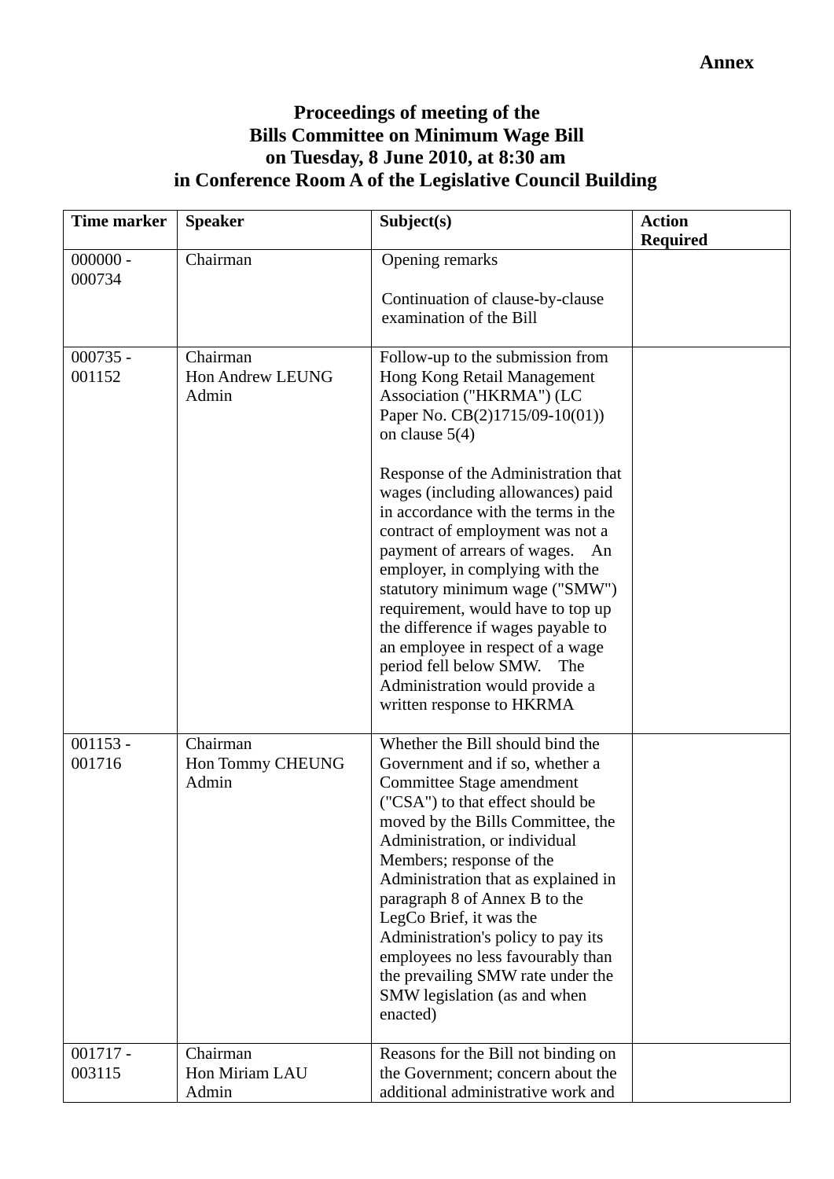**Annex**

**Proceedings of meeting of the**
**Bills Committee on Minimum Wage Bill**
**on Tuesday, 8 June 2010, at 8:30 am**
**in Conference Room A of the Legislative Council Building**

| Time marker | Speaker | Subject(s) | Action Required |
|---|---|---|---|
| 000000 - 000734 | Chairman | Opening remarks<br><br>Continuation of clause-by-clause examination of the Bill | |
| 000735 - 001152 | Chairman<br>Hon Andrew LEUNG<br>Admin | Follow-up to the submission from Hong Kong Retail Management Association ("HKRMA") (LC Paper No. CB(2)1715/09-10(01)) on clause 5(4)<br><br>Response of the Administration that wages (including allowances) paid in accordance with the terms in the contract of employment was not a payment of arrears of wages. An employer, in complying with the statutory minimum wage ("SMW") requirement, would have to top up the difference if wages payable to an employee in respect of a wage period fell below SMW. The Administration would provide a written response to HKRMA | |
| 001153 - 001716 | Chairman<br>Hon Tommy CHEUNG<br>Admin | Whether the Bill should bind the Government and if so, whether a Committee Stage amendment ("CSA") to that effect should be moved by the Bills Committee, the Administration, or individual Members; response of the Administration that as explained in paragraph 8 of Annex B to the LegCo Brief, it was the Administration's policy to pay its employees no less favourably than the prevailing SMW rate under the SMW legislation (as and when enacted) | |
| 001717 - 003115 | Chairman<br>Hon Miriam LAU<br>Admin | Reasons for the Bill not binding on the Government; concern about the additional administrative work and | |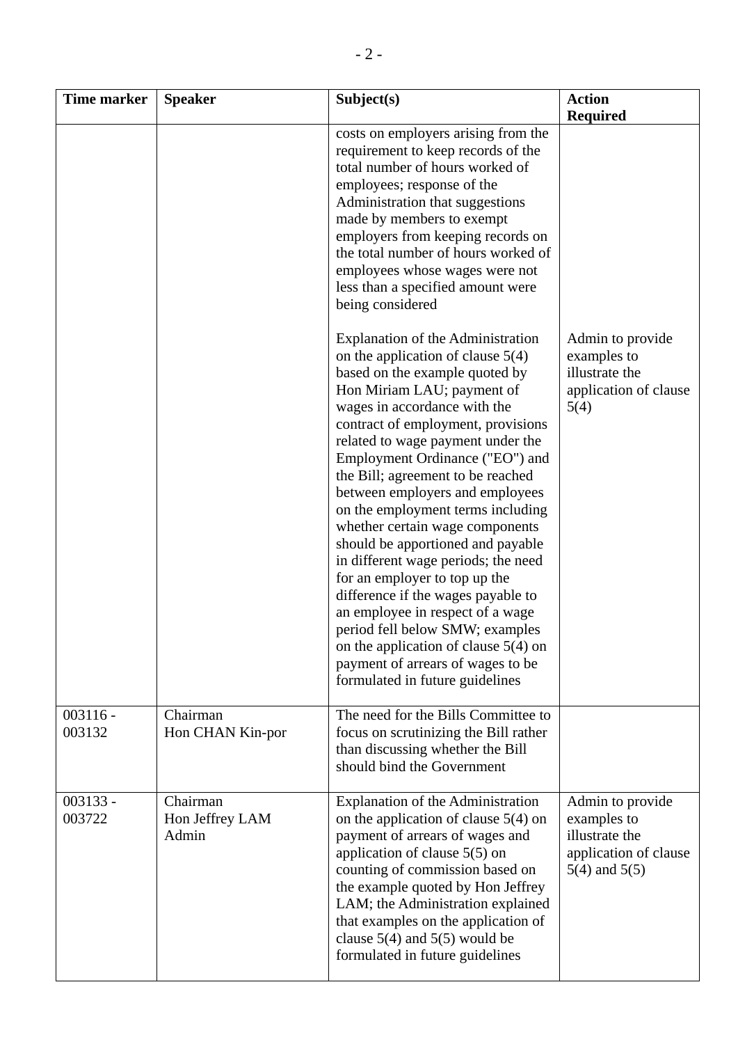| Time marker | Speaker | Subject(s) | Action Required |
|---|---|---|---|
| | | costs on employers arising from the requirement to keep records of the total number of hours worked of employees; response of the Administration that suggestions made by members to exempt employers from keeping records on the total number of hours worked of employees whose wages were not less than a specified amount were being considered<br><br>Explanation of the Administration on the application of clause 5(4) based on the example quoted by Hon Miriam LAU; payment of wages in accordance with the contract of employment, provisions related to wage payment under the Employment Ordinance ("EO") and the Bill; agreement to be reached between employers and employees on the employment terms including whether certain wage components should be apportioned and payable in different wage periods; the need for an employer to top up the difference if the wages payable to an employee in respect of a wage period fell below SMW; examples on the application of clause 5(4) on payment of arrears of wages to be formulated in future guidelines | Admin to provide examples to illustrate the application of clause 5(4) |
| 003116 - 003132 | Chairman<br>Hon CHAN Kin-por | The need for the Bills Committee to focus on scrutinizing the Bill rather than discussing whether the Bill should bind the Government | |
| 003133 - 003722 | Chairman<br>Hon Jeffrey LAM<br>Admin | Explanation of the Administration on the application of clause 5(4) on payment of arrears of wages and application of clause 5(5) on counting of commission based on the example quoted by Hon Jeffrey LAM; the Administration explained that examples on the application of clause 5(4) and 5(5) would be formulated in future guidelines | Admin to provide examples to illustrate the application of clause 5(4) and 5(5) |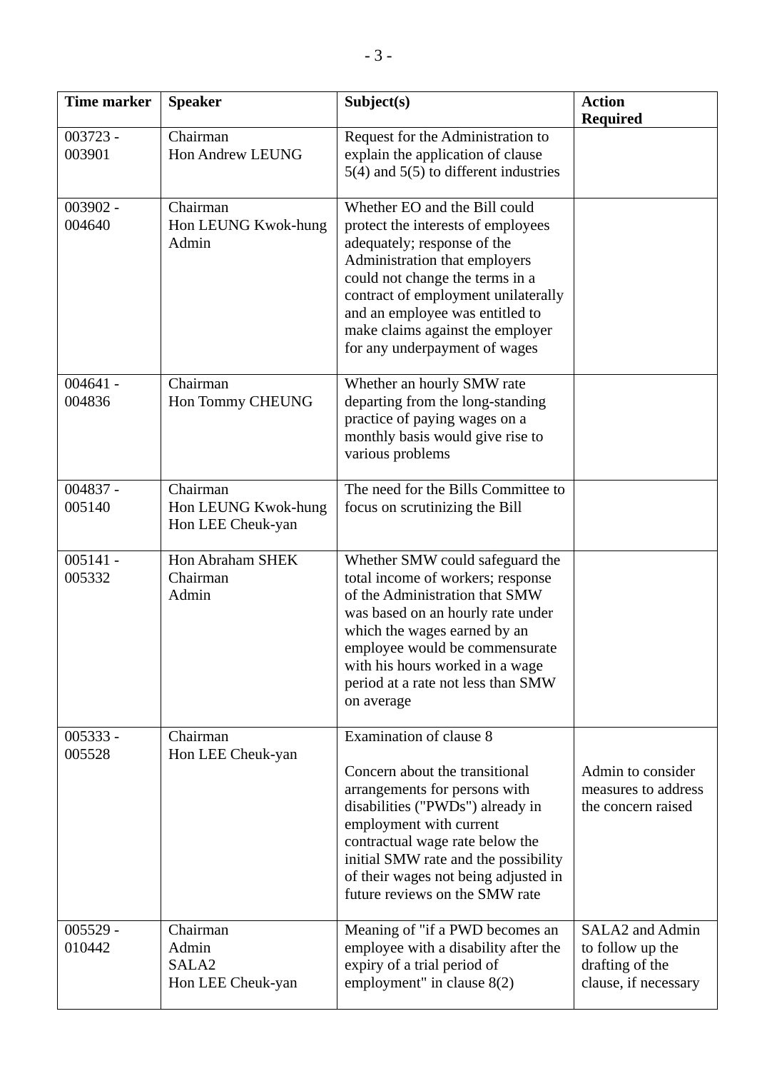| Time marker | Speaker | Subject(s) | Action Required |
|---|---|---|---|
| 003723 - 003901 | Chairman<br>Hon Andrew LEUNG | Request for the Administration to explain the application of clause 5(4) and 5(5) to different industries | |
| 003902 - 004640 | Chairman<br>Hon LEUNG Kwok-hung<br>Admin | Whether EO and the Bill could protect the interests of employees adequately; response of the Administration that employers could not change the terms in a contract of employment unilaterally and an employee was entitled to make claims against the employer for any underpayment of wages | |
| 004641 - 004836 | Chairman<br>Hon Tommy CHEUNG | Whether an hourly SMW rate departing from the long-standing practice of paying wages on a monthly basis would give rise to various problems | |
| 004837 - 005140 | Chairman<br>Hon LEUNG Kwok-hung<br>Hon LEE Cheuk-yan | The need for the Bills Committee to focus on scrutinizing the Bill | |
| 005141 - 005332 | Hon Abraham SHEK<br>Chairman<br>Admin | Whether SMW could safeguard the total income of workers; response of the Administration that SMW was based on an hourly rate under which the wages earned by an employee would be commensurate with his hours worked in a wage period at a rate not less than SMW on average | |
| 005333 - 005528 | Chairman<br>Hon LEE Cheuk-yan | Examination of clause 8<br><br>Concern about the transitional arrangements for persons with disabilities ("PWDs") already in employment with current contractual wage rate below the initial SMW rate and the possibility of their wages not being adjusted in future reviews on the SMW rate | Admin to consider measures to address the concern raised |
| 005529 - 010442 | Chairman<br>Admin<br>SALA2<br>Hon LEE Cheuk-yan | Meaning of "if a PWD becomes an employee with a disability after the expiry of a trial period of employment" in clause 8(2) | SALA2 and Admin to follow up the drafting of the clause, if necessary |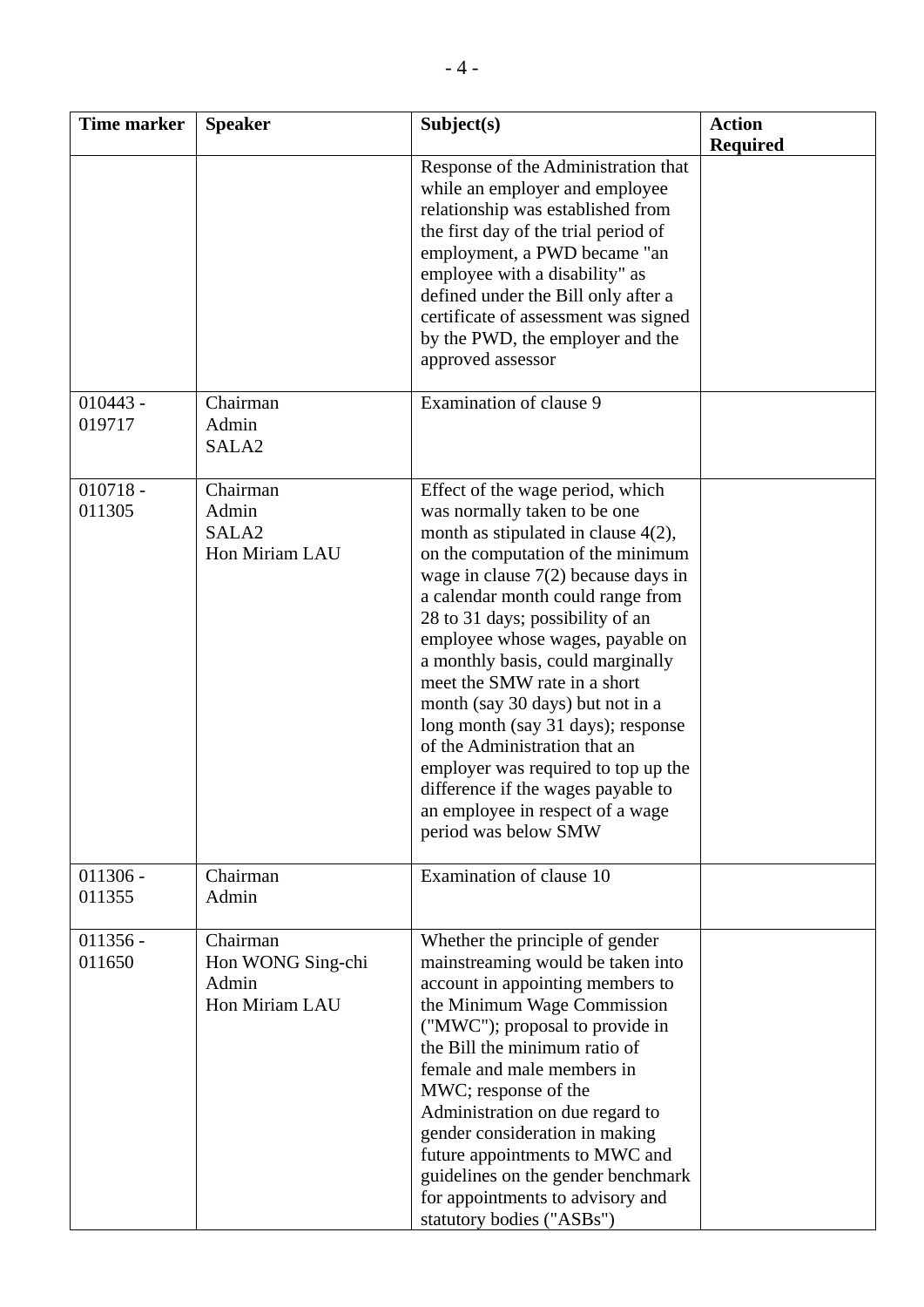| Time marker | Speaker | Subject(s) | Action Required |
|---|---|---|---|
| | | Response of the Administration that while an employer and employee relationship was established from the first day of the trial period of employment, a PWD became "an employee with a disability" as defined under the Bill only after a certificate of assessment was signed by the PWD, the employer and the approved assessor | |
| 010443 - 019717 | Chairman<br>Admin<br>SALA2 | Examination of clause 9 | |
| 010718 - 011305 | Chairman<br>Admin<br>SALA2<br>Hon Miriam LAU | Effect of the wage period, which was normally taken to be one month as stipulated in clause 4(2), on the computation of the minimum wage in clause 7(2) because days in a calendar month could range from 28 to 31 days; possibility of an employee whose wages, payable on a monthly basis, could marginally meet the SMW rate in a short month (say 30 days) but not in a long month (say 31 days); response of the Administration that an employer was required to top up the difference if the wages payable to an employee in respect of a wage period was below SMW | |
| 011306 - 011355 | Chairman<br>Admin | Examination of clause 10 | |
| 011356 - 011650 | Chairman<br>Hon WONG Sing-chi<br>Admin<br>Hon Miriam LAU | Whether the principle of gender mainstreaming would be taken into account in appointing members to the Minimum Wage Commission ("MWC"); proposal to provide in the Bill the minimum ratio of female and male members in MWC; response of the Administration on due regard to gender consideration in making future appointments to MWC and guidelines on the gender benchmark for appointments to advisory and statutory bodies ("ASBs") | |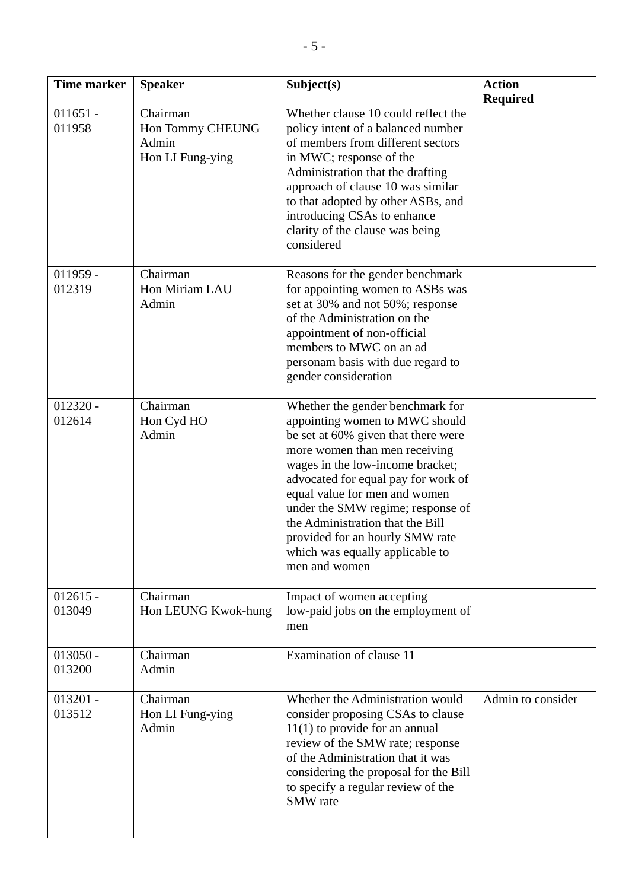| Time marker | Speaker | Subject(s) | Action Required |
|---|---|---|---|
| 011651 - 011958 | Chairman<br>Hon Tommy CHEUNG<br>Admin<br>Hon LI Fung-ying | Whether clause 10 could reflect the policy intent of a balanced number of members from different sectors in MWC; response of the Administration that the drafting approach of clause 10 was similar to that adopted by other ASBs, and introducing CSAs to enhance clarity of the clause was being considered | |
| 011959 - 012319 | Chairman<br>Hon Miriam LAU<br>Admin | Reasons for the gender benchmark for appointing women to ASBs was set at 30% and not 50%; response of the Administration on the appointment of non-official members to MWC on an ad personam basis with due regard to gender consideration | |
| 012320 - 012614 | Chairman<br>Hon Cyd HO<br>Admin | Whether the gender benchmark for appointing women to MWC should be set at 60% given that there were more women than men receiving wages in the low-income bracket; advocated for equal pay for work of equal value for men and women under the SMW regime; response of the Administration that the Bill provided for an hourly SMW rate which was equally applicable to men and women | |
| 012615 - 013049 | Chairman<br>Hon LEUNG Kwok-hung | Impact of women accepting low-paid jobs on the employment of men | |
| 013050 - 013200 | Chairman<br>Admin | Examination of clause 11 | |
| 013201 - 013512 | Chairman<br>Hon LI Fung-ying<br>Admin | Whether the Administration would consider proposing CSAs to clause 11(1) to provide for an annual review of the SMW rate; response of the Administration that it was considering the proposal for the Bill to specify a regular review of the SMW rate | Admin to consider |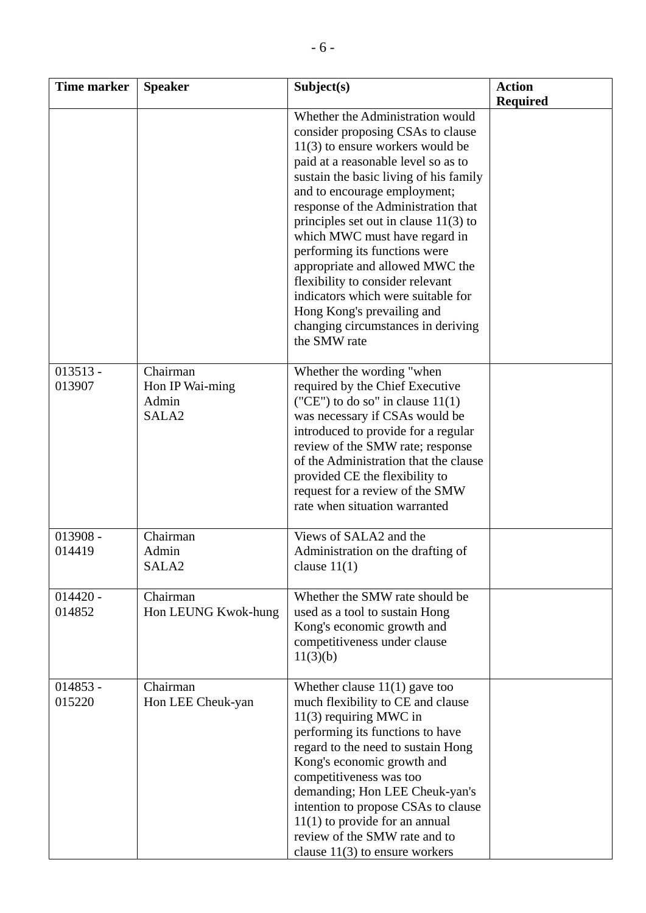| Time marker | Speaker | Subject(s) | Action Required |
|---|---|---|---|
| | | Whether the Administration would consider proposing CSAs to clause 11(3) to ensure workers would be paid at a reasonable level so as to sustain the basic living of his family and to encourage employment; response of the Administration that principles set out in clause 11(3) to which MWC must have regard in performing its functions were appropriate and allowed MWC the flexibility to consider relevant indicators which were suitable for Hong Kong's prevailing and changing circumstances in deriving the SMW rate | |
| 013513 - 013907 | Chairman<br>Hon IP Wai-ming<br>Admin<br>SALA2 | Whether the wording "when required by the Chief Executive ("CE") to do so" in clause 11(1) was necessary if CSAs would be introduced to provide for a regular review of the SMW rate; response of the Administration that the clause provided CE the flexibility to request for a review of the SMW rate when situation warranted | |
| 013908 - 014419 | Chairman<br>Admin<br>SALA2 | Views of SALA2 and the Administration on the drafting of clause 11(1) | |
| 014420 - 014852 | Chairman<br>Hon LEUNG Kwok-hung | Whether the SMW rate should be used as a tool to sustain Hong Kong's economic growth and competitiveness under clause 11(3)(b) | |
| 014853 - 015220 | Chairman<br>Hon LEE Cheuk-yan | Whether clause 11(1) gave too much flexibility to CE and clause 11(3) requiring MWC in performing its functions to have regard to the need to sustain Hong Kong's economic growth and competitiveness was too demanding; Hon LEE Cheuk-yan's intention to propose CSAs to clause 11(1) to provide for an annual review of the SMW rate and to clause 11(3) to ensure workers | |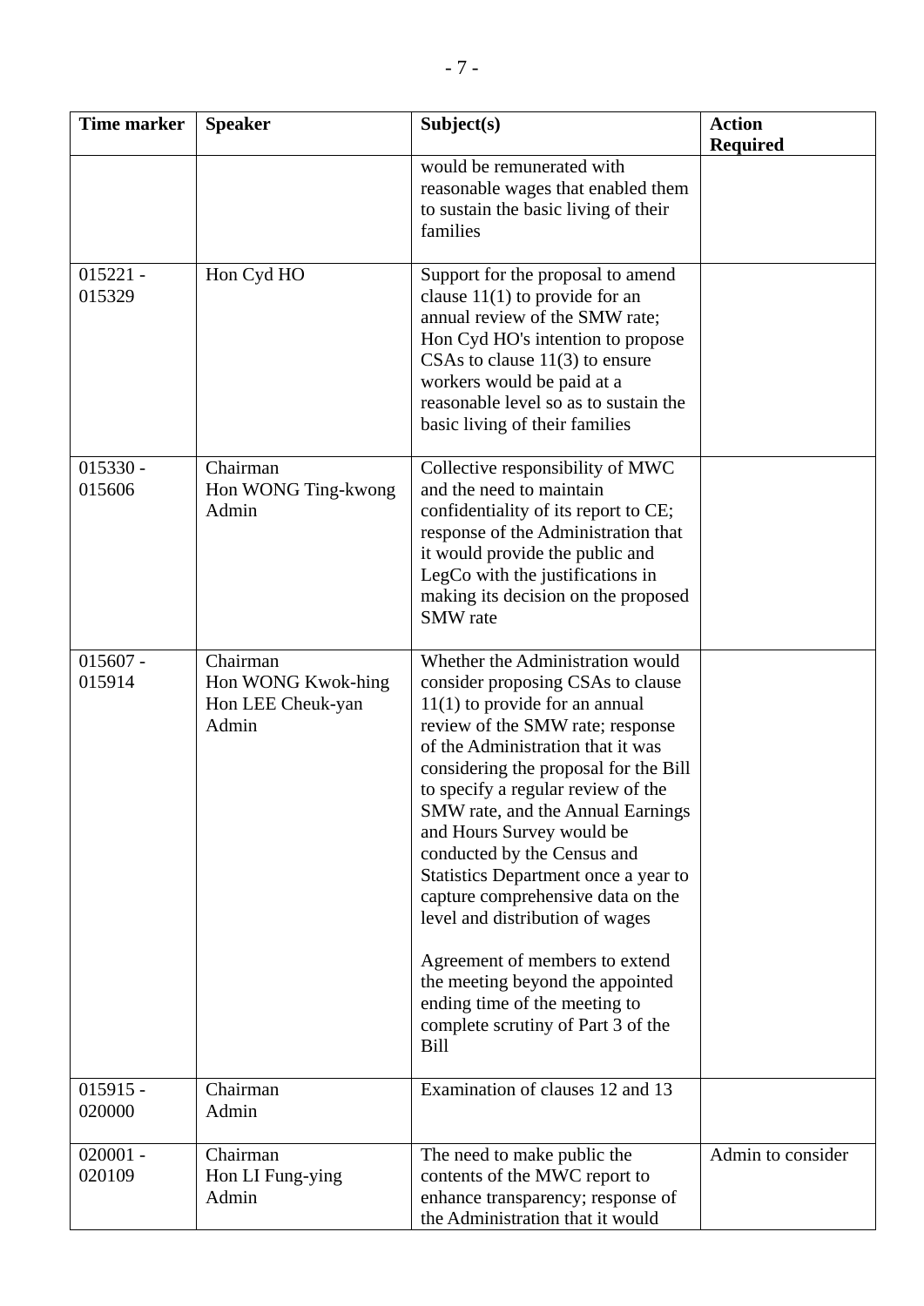| Time marker | Speaker | Subject(s) | Action Required |
|---|---|---|---|
| | | would be remunerated with reasonable wages that enabled them to sustain the basic living of their families | |
| 015221 - 015329 | Hon Cyd HO | Support for the proposal to amend clause 11(1) to provide for an annual review of the SMW rate; Hon Cyd HO's intention to propose CSAs to clause 11(3) to ensure workers would be paid at a reasonable level so as to sustain the basic living of their families | |
| 015330 - 015606 | Chairman<br>Hon WONG Ting-kwong<br>Admin | Collective responsibility of MWC and the need to maintain confidentiality of its report to CE; response of the Administration that it would provide the public and LegCo with the justifications in making its decision on the proposed SMW rate | |
| 015607 - 015914 | Chairman<br>Hon WONG Kwok-hing<br>Hon LEE Cheuk-yan<br>Admin | Whether the Administration would consider proposing CSAs to clause 11(1) to provide for an annual review of the SMW rate; response of the Administration that it was considering the proposal for the Bill to specify a regular review of the SMW rate, and the Annual Earnings and Hours Survey would be conducted by the Census and Statistics Department once a year to capture comprehensive data on the level and distribution of wages<br><br>Agreement of members to extend the meeting beyond the appointed ending time of the meeting to complete scrutiny of Part 3 of the Bill | |
| 015915 - 020000 | Chairman<br>Admin | Examination of clauses 12 and 13 | |
| 020001 - 020109 | Chairman<br>Hon LI Fung-ying<br>Admin | The need to make public the contents of the MWC report to enhance transparency; response of the Administration that it would | Admin to consider |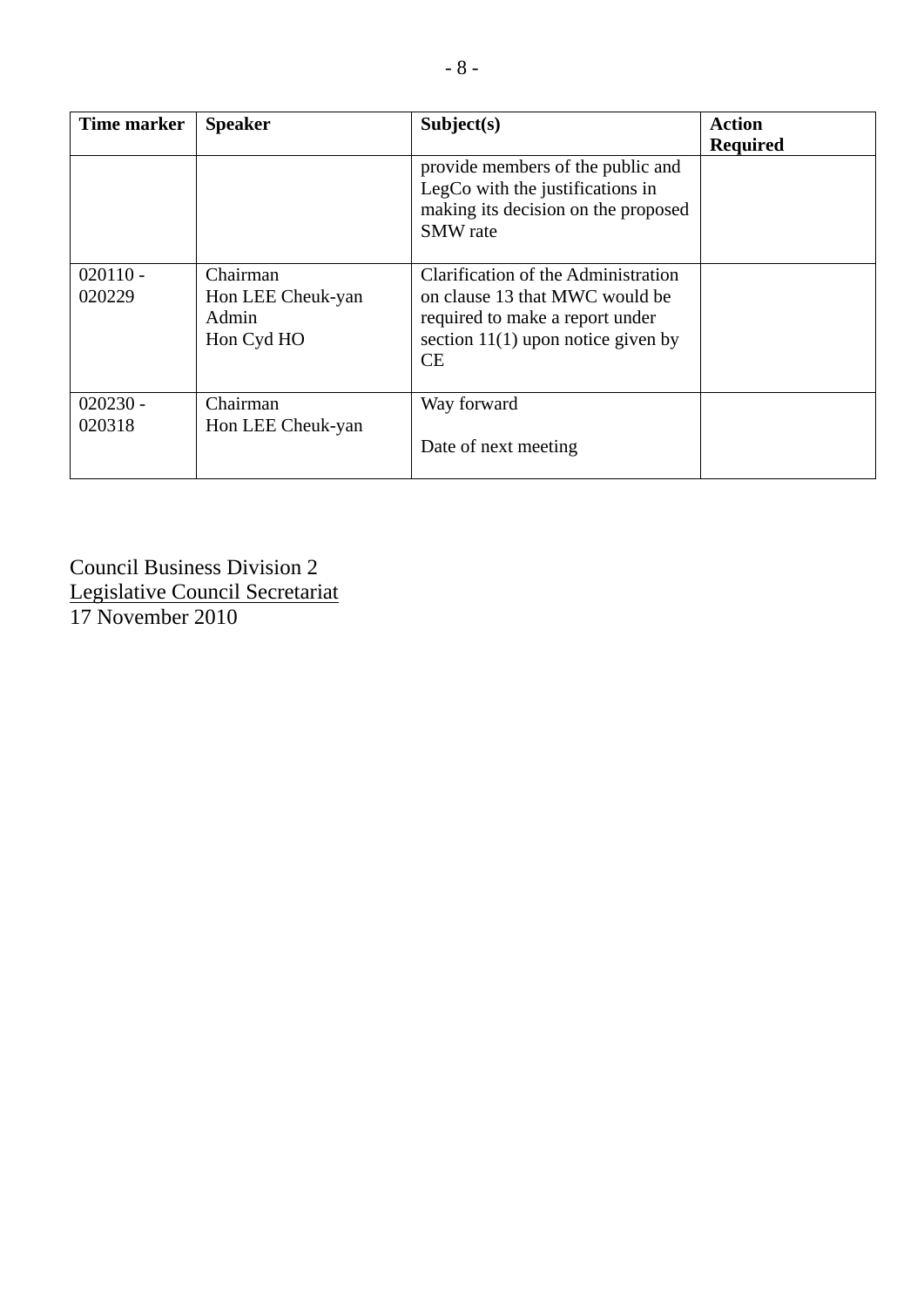| Time marker | Speaker | Subject(s) | Action Required |
|---|---|---|---|
| | | provide members of the public and LegCo with the justifications in making its decision on the proposed SMW rate | |
| 020110 - 020229 | Chairman<br>Hon LEE Cheuk-yan<br>Admin<br>Hon Cyd HO | Clarification of the Administration on clause 13 that MWC would be required to make a report under section 11(1) upon notice given by CE | |
| 020230 - 020318 | Chairman<br>Hon LEE Cheuk-yan | Way forward<br><br>Date of next meeting | |

Council Business Division 2
Legislative Council Secretariat
17 November 2010